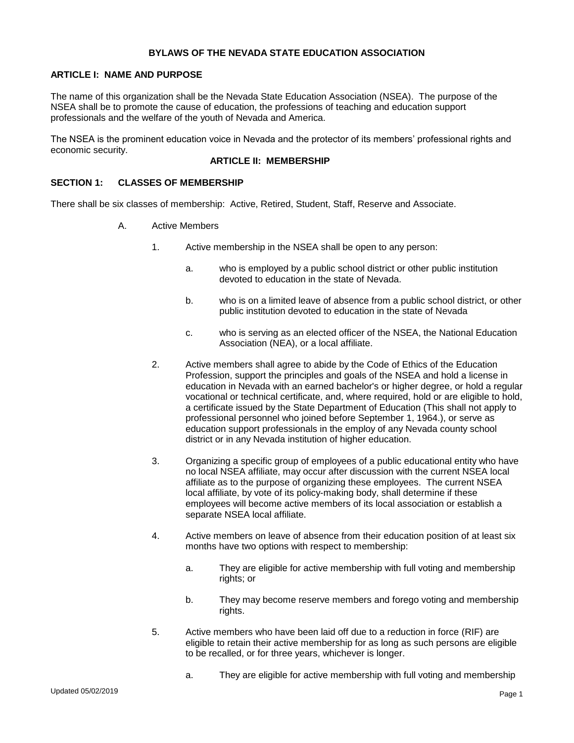# BYLAWS OF THE NEVADA STATE EDUCATION ASSOCIATION

## ARTICLE I: NAME AND PURPOSE

The name of this organization shall be the Nevada State Education Association (NSEA). The purpose of the NSEA shall be to promote the cause of education, the professions of teaching and education support professionals and the welfare of the youth of Nevada and America.

The NSEA is the prominent education voice in Nevada and the protector of its members' professional rights and economic security.

## ARTICLE II: MEMBERSHIP

### SECTION 1: CLASSES OF MEMBERSHIP

There shall be six classes of membership: Active, Retired, Student, Staff, Reserve and Associate.

A. Active Members

1. Active membership in the NSEA shall be open to any person:

   a. who is employed by a public school district or other public institution devoted to education in the state of Nevada.

   b. who is on a limited leave of absence from a public school district, or other public institution devoted to education in the state of Nevada

   c. who is serving as an elected officer of the NSEA, the National Education Association (NEA), or a local affiliate.

2. Active members shall agree to abide by the Code of Ethics of the Education Profession, support the principles and goals of the NSEA and hold a license in education in Nevada with an earned bachelor's or higher degree, or hold a regular vocational or technical certificate, and, where required, hold or are eligible to hold, a certificate issued by the State Department of Education (This shall not apply to professional personnel who joined before September 1, 1964.), or serve as education support professionals in the employ of any Nevada county school district or in any Nevada institution of higher education.

3. Organizing a specific group of employees of a public educational entity who have no local NSEA affiliate, may occur after discussion with the current NSEA local affiliate as to the purpose of organizing these employees. The current NSEA local affiliate, by vote of its policy-making body, shall determine if these employees will become active members of its local association or establish a separate NSEA local affiliate.

4. Active members on leave of absence from their education position of at least six months have two options with respect to membership:

   a. They are eligible for active membership with full voting and membership rights; or

   b. They may become reserve members and forego voting and membership rights.

5. Active members who have been laid off due to a reduction in force (RIF) are eligible to retain their active membership for as long as such persons are eligible to be recalled, or for three years, whichever is longer.

   a. They are eligible for active membership with full voting and membership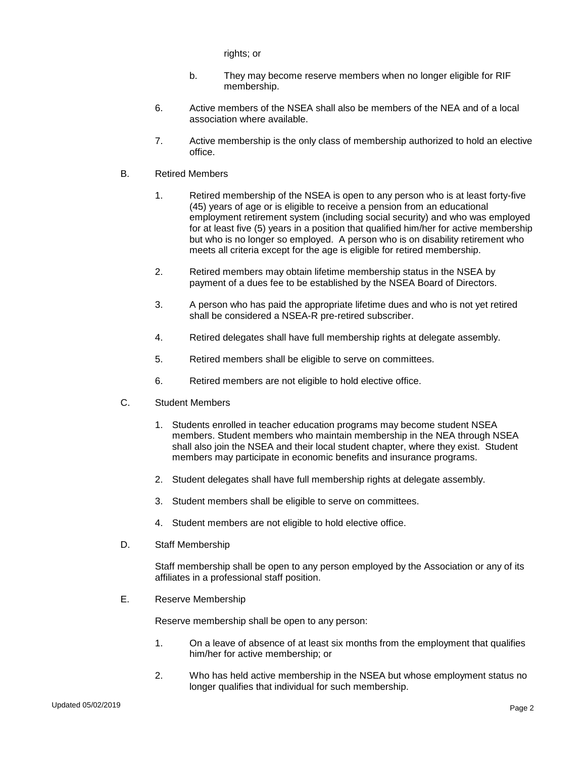rights; or

b. They may become reserve members when no longer eligible for RIF membership.

6. Active members of the NSEA shall also be members of the NEA and of a local association where available.

7. Active membership is the only class of membership authorized to hold an elective office.

B. Retired Members

1. Retired membership of the NSEA is open to any person who is at least forty-five (45) years of age or is eligible to receive a pension from an educational employment retirement system (including social security) and who was employed for at least five (5) years in a position that qualified him/her for active membership but who is no longer so employed. A person who is on disability retirement who meets all criteria except for the age is eligible for retired membership.

2. Retired members may obtain lifetime membership status in the NSEA by payment of a dues fee to be established by the NSEA Board of Directors.

3. A person who has paid the appropriate lifetime dues and who is not yet retired shall be considered a NSEA-R pre-retired subscriber.

4. Retired delegates shall have full membership rights at delegate assembly.

5. Retired members shall be eligible to serve on committees.

6. Retired members are not eligible to hold elective office.

C. Student Members

1. Students enrolled in teacher education programs may become student NSEA members. Student members who maintain membership in the NEA through NSEA shall also join the NSEA and their local student chapter, where they exist. Student members may participate in economic benefits and insurance programs.

2. Student delegates shall have full membership rights at delegate assembly.

3. Student members shall be eligible to serve on committees.

4. Student members are not eligible to hold elective office.

D. Staff Membership

Staff membership shall be open to any person employed by the Association or any of its affiliates in a professional staff position.

E. Reserve Membership

Reserve membership shall be open to any person:

1. On a leave of absence of at least six months from the employment that qualifies him/her for active membership; or

2. Who has held active membership in the NSEA but whose employment status no longer qualifies that individual for such membership.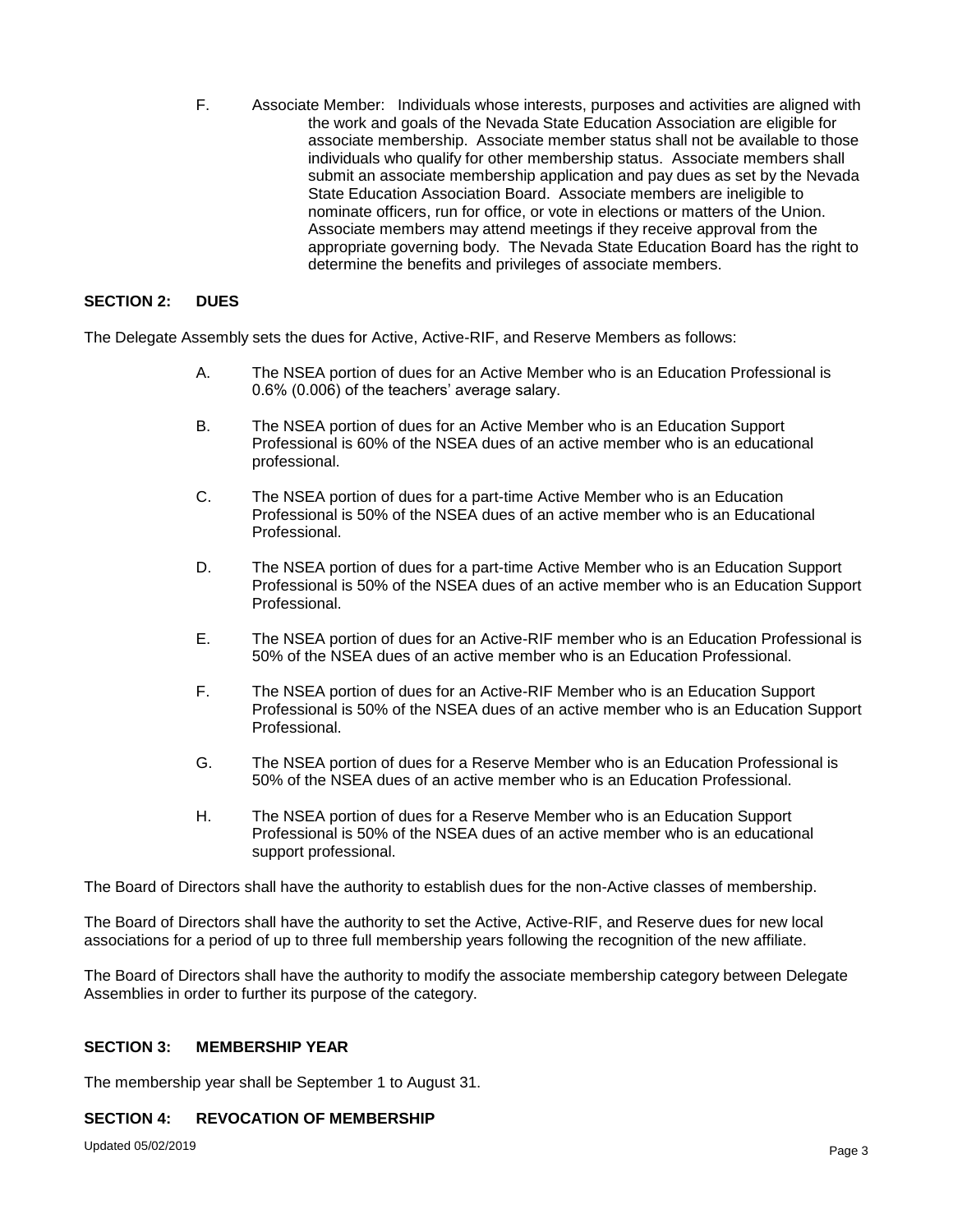F. Associate Member: Individuals whose interests, purposes and activities are aligned with the work and goals of the Nevada State Education Association are eligible for associate membership. Associate member status shall not be available to those individuals who qualify for other membership status. Associate members shall submit an associate membership application and pay dues as set by the Nevada State Education Association Board. Associate members are ineligible to nominate officers, run for office, or vote in elections or matters of the Union. Associate members may attend meetings if they receive approval from the appropriate governing body. The Nevada State Education Board has the right to determine the benefits and privileges of associate members.

### SECTION 2: DUES

The Delegate Assembly sets the dues for Active, Active-RIF, and Reserve Members as follows:

A. The NSEA portion of dues for an Active Member who is an Education Professional is 0.6% (0.006) of the teachers' average salary.

B. The NSEA portion of dues for an Active Member who is an Education Support Professional is 60% of the NSEA dues of an active member who is an educational professional.

C. The NSEA portion of dues for a part-time Active Member who is an Education Professional is 50% of the NSEA dues of an active member who is an Educational Professional.

D. The NSEA portion of dues for a part-time Active Member who is an Education Support Professional is 50% of the NSEA dues of an active member who is an Education Support Professional.

E. The NSEA portion of dues for an Active-RIF member who is an Education Professional is 50% of the NSEA dues of an active member who is an Education Professional.

F. The NSEA portion of dues for an Active-RIF Member who is an Education Support Professional is 50% of the NSEA dues of an active member who is an Education Support Professional.

G. The NSEA portion of dues for a Reserve Member who is an Education Professional is 50% of the NSEA dues of an active member who is an Education Professional.

H. The NSEA portion of dues for a Reserve Member who is an Education Support Professional is 50% of the NSEA dues of an active member who is an educational support professional.

The Board of Directors shall have the authority to establish dues for the non-Active classes of membership.

The Board of Directors shall have the authority to set the Active, Active-RIF, and Reserve dues for new local associations for a period of up to three full membership years following the recognition of the new affiliate.

The Board of Directors shall have the authority to modify the associate membership category between Delegate Assemblies in order to further its purpose of the category.

### SECTION 3: MEMBERSHIP YEAR

The membership year shall be September 1 to August 31.

### SECTION 4: REVOCATION OF MEMBERSHIP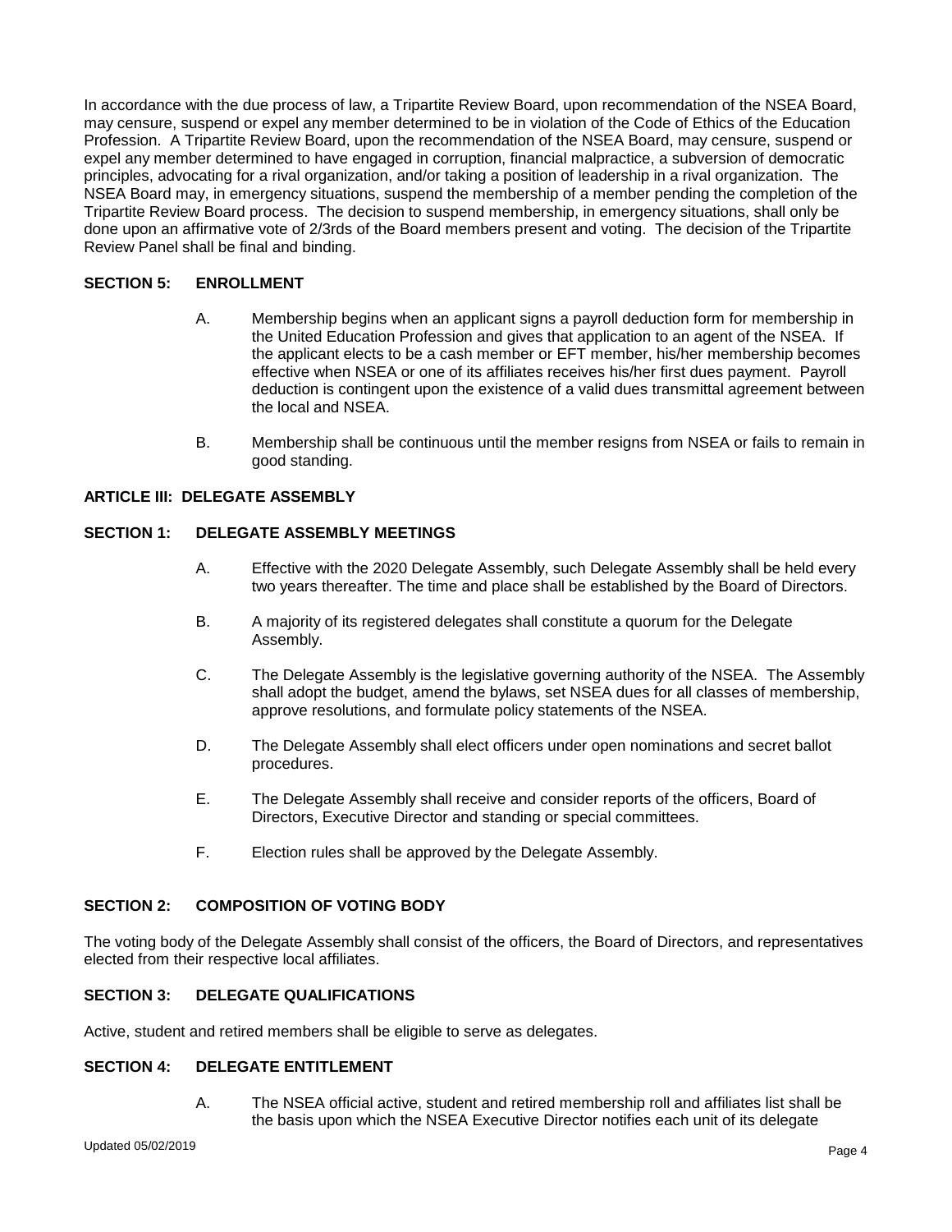In accordance with the due process of law, a Tripartite Review Board, upon recommendation of the NSEA Board, may censure, suspend or expel any member determined to be in violation of the Code of Ethics of the Education Profession. A Tripartite Review Board, upon the recommendation of the NSEA Board, may censure, suspend or expel any member determined to have engaged in corruption, financial malpractice, a subversion of democratic principles, advocating for a rival organization, and/or taking a position of leadership in a rival organization. The NSEA Board may, in emergency situations, suspend the membership of a member pending the completion of the Tripartite Review Board process. The decision to suspend membership, in emergency situations, shall only be done upon an affirmative vote of 2/3rds of the Board members present and voting. The decision of the Tripartite Review Panel shall be final and binding.

**SECTION 5: ENROLLMENT**

A. Membership begins when an applicant signs a payroll deduction form for membership in the United Education Profession and gives that application to an agent of the NSEA. If the applicant elects to be a cash member or EFT member, his/her membership becomes effective when NSEA or one of its affiliates receives his/her first dues payment. Payroll deduction is contingent upon the existence of a valid dues transmittal agreement between the local and NSEA.

B. Membership shall be continuous until the member resigns from NSEA or fails to remain in good standing.

**ARTICLE III: DELEGATE ASSEMBLY**

**SECTION 1: DELEGATE ASSEMBLY MEETINGS**

A. Effective with the 2020 Delegate Assembly, such Delegate Assembly shall be held every two years thereafter. The time and place shall be established by the Board of Directors.

B. A majority of its registered delegates shall constitute a quorum for the Delegate Assembly.

C. The Delegate Assembly is the legislative governing authority of the NSEA. The Assembly shall adopt the budget, amend the bylaws, set NSEA dues for all classes of membership, approve resolutions, and formulate policy statements of the NSEA.

D. The Delegate Assembly shall elect officers under open nominations and secret ballot procedures.

E. The Delegate Assembly shall receive and consider reports of the officers, Board of Directors, Executive Director and standing or special committees.

F. Election rules shall be approved by the Delegate Assembly.

**SECTION 2: COMPOSITION OF VOTING BODY**

The voting body of the Delegate Assembly shall consist of the officers, the Board of Directors, and representatives elected from their respective local affiliates.

**SECTION 3: DELEGATE QUALIFICATIONS**

Active, student and retired members shall be eligible to serve as delegates.

**SECTION 4: DELEGATE ENTITLEMENT**

A. The NSEA official active, student and retired membership roll and affiliates list shall be the basis upon which the NSEA Executive Director notifies each unit of its delegate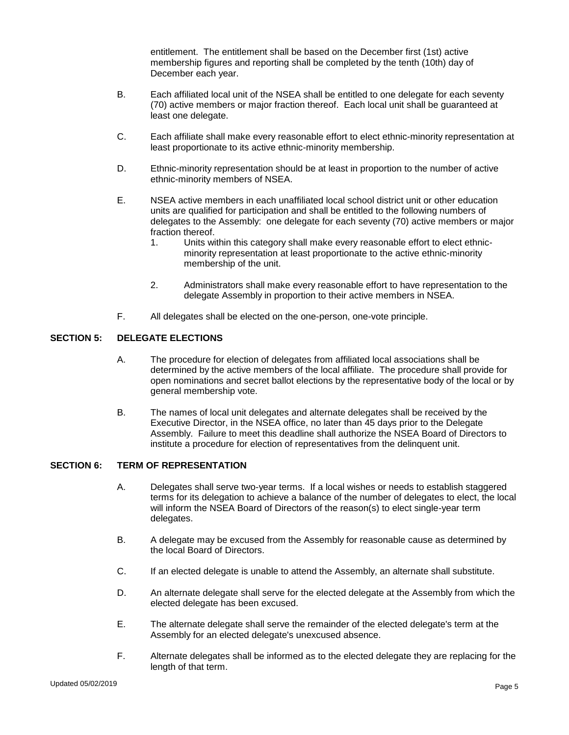entitlement. The entitlement shall be based on the December first (1st) active membership figures and reporting shall be completed by the tenth (10th) day of December each year.

B. Each affiliated local unit of the NSEA shall be entitled to one delegate for each seventy (70) active members or major fraction thereof. Each local unit shall be guaranteed at least one delegate.

C. Each affiliate shall make every reasonable effort to elect ethnic-minority representation at least proportionate to its active ethnic-minority membership.

D. Ethnic-minority representation should be at least in proportion to the number of active ethnic-minority members of NSEA.

E. NSEA active members in each unaffiliated local school district unit or other education units are qualified for participation and shall be entitled to the following numbers of delegates to the Assembly: one delegate for each seventy (70) active members or major fraction thereof.
   1. Units within this category shall make every reasonable effort to elect ethnic-minority representation at least proportionate to the active ethnic-minority membership of the unit.

   2. Administrators shall make every reasonable effort to have representation to the delegate Assembly in proportion to their active members in NSEA.

F. All delegates shall be elected on the one-person, one-vote principle.

## SECTION 5: DELEGATE ELECTIONS

A. The procedure for election of delegates from affiliated local associations shall be determined by the active members of the local affiliate. The procedure shall provide for open nominations and secret ballot elections by the representative body of the local or by general membership vote.

B. The names of local unit delegates and alternate delegates shall be received by the Executive Director, in the NSEA office, no later than 45 days prior to the Delegate Assembly. Failure to meet this deadline shall authorize the NSEA Board of Directors to institute a procedure for election of representatives from the delinquent unit.

## SECTION 6: TERM OF REPRESENTATION

A. Delegates shall serve two-year terms. If a local wishes or needs to establish staggered terms for its delegation to achieve a balance of the number of delegates to elect, the local will inform the NSEA Board of Directors of the reason(s) to elect single-year term delegates.

B. A delegate may be excused from the Assembly for reasonable cause as determined by the local Board of Directors.

C. If an elected delegate is unable to attend the Assembly, an alternate shall substitute.

D. An alternate delegate shall serve for the elected delegate at the Assembly from which the elected delegate has been excused.

E. The alternate delegate shall serve the remainder of the elected delegate's term at the Assembly for an elected delegate's unexcused absence.

F. Alternate delegates shall be informed as to the elected delegate they are replacing for the length of that term.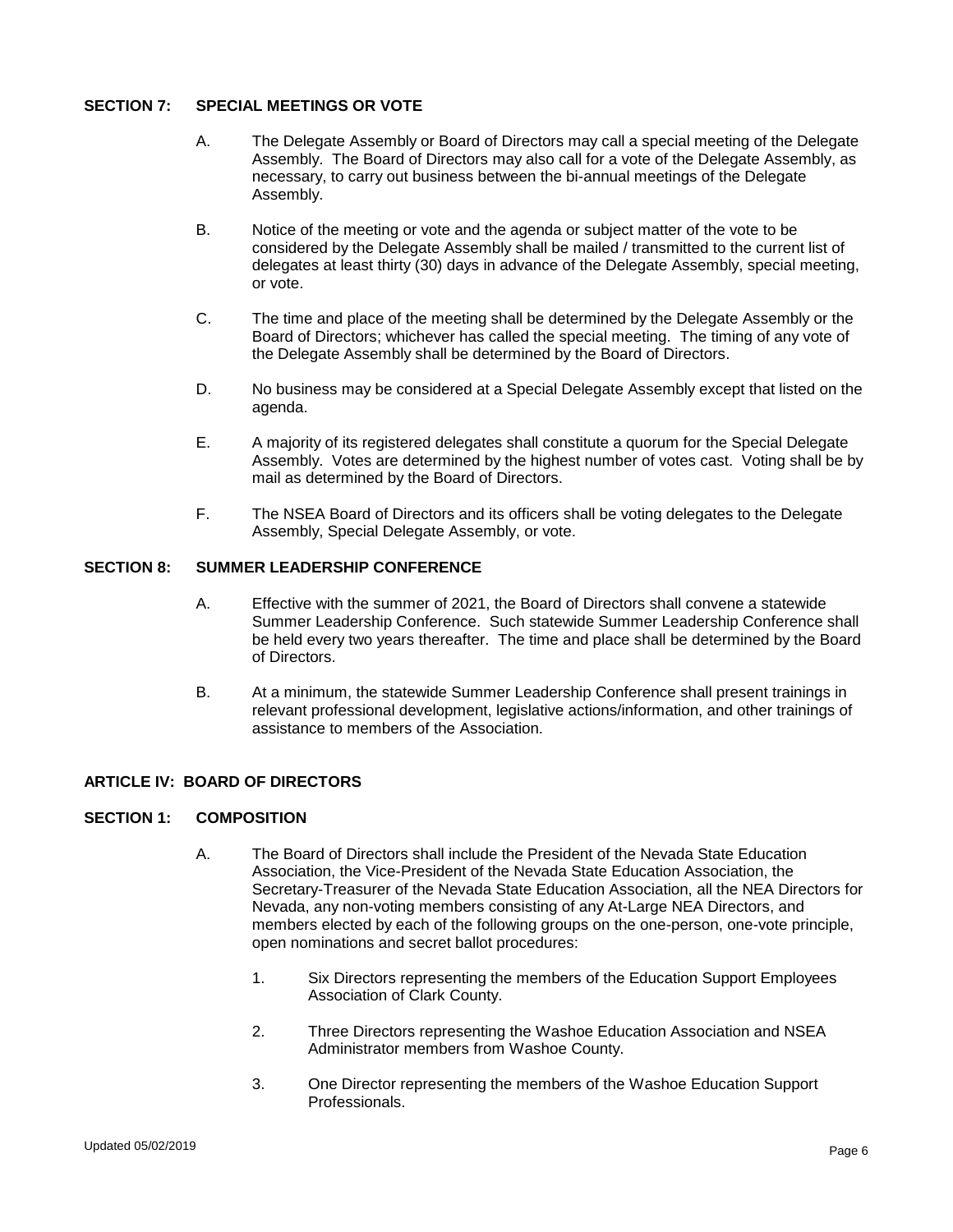**SECTION 7: SPECIAL MEETINGS OR VOTE**

A. The Delegate Assembly or Board of Directors may call a special meeting of the Delegate Assembly. The Board of Directors may also call for a vote of the Delegate Assembly, as necessary, to carry out business between the bi-annual meetings of the Delegate Assembly.

B. Notice of the meeting or vote and the agenda or subject matter of the vote to be considered by the Delegate Assembly shall be mailed / transmitted to the current list of delegates at least thirty (30) days in advance of the Delegate Assembly, special meeting, or vote.

C. The time and place of the meeting shall be determined by the Delegate Assembly or the Board of Directors; whichever has called the special meeting. The timing of any vote of the Delegate Assembly shall be determined by the Board of Directors.

D. No business may be considered at a Special Delegate Assembly except that listed on the agenda.

E. A majority of its registered delegates shall constitute a quorum for the Special Delegate Assembly. Votes are determined by the highest number of votes cast. Voting shall be by mail as determined by the Board of Directors.

F. The NSEA Board of Directors and its officers shall be voting delegates to the Delegate Assembly, Special Delegate Assembly, or vote.

**SECTION 8: SUMMER LEADERSHIP CONFERENCE**

A. Effective with the summer of 2021, the Board of Directors shall convene a statewide Summer Leadership Conference. Such statewide Summer Leadership Conference shall be held every two years thereafter. The time and place shall be determined by the Board of Directors.

B. At a minimum, the statewide Summer Leadership Conference shall present trainings in relevant professional development, legislative actions/information, and other trainings of assistance to members of the Association.

**ARTICLE IV: BOARD OF DIRECTORS**

**SECTION 1: COMPOSITION**

A. The Board of Directors shall include the President of the Nevada State Education Association, the Vice-President of the Nevada State Education Association, the Secretary-Treasurer of the Nevada State Education Association, all the NEA Directors for Nevada, any non-voting members consisting of any At-Large NEA Directors, and members elected by each of the following groups on the one-person, one-vote principle, open nominations and secret ballot procedures:

1. Six Directors representing the members of the Education Support Employees Association of Clark County.

2. Three Directors representing the Washoe Education Association and NSEA Administrator members from Washoe County.

3. One Director representing the members of the Washoe Education Support Professionals.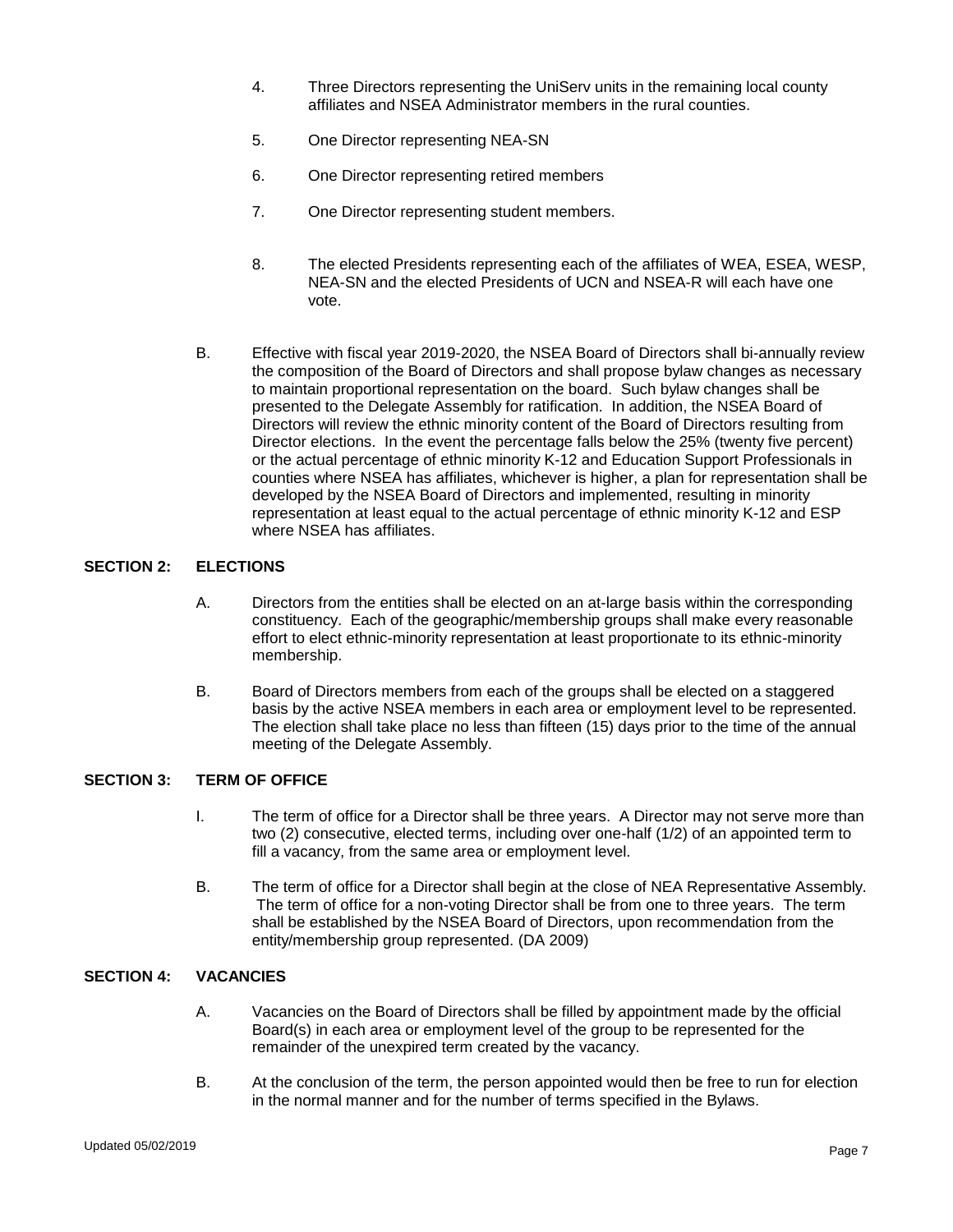4. Three Directors representing the UniServ units in the remaining local county affiliates and NSEA Administrator members in the rural counties.

5. One Director representing NEA-SN

6. One Director representing retired members

7. One Director representing student members.

8. The elected Presidents representing each of the affiliates of WEA, ESEA, WESP, NEA-SN and the elected Presidents of UCN and NSEA-R will each have one vote.

B. Effective with fiscal year 2019-2020, the NSEA Board of Directors shall bi-annually review the composition of the Board of Directors and shall propose bylaw changes as necessary to maintain proportional representation on the board. Such bylaw changes shall be presented to the Delegate Assembly for ratification. In addition, the NSEA Board of Directors will review the ethnic minority content of the Board of Directors resulting from Director elections. In the event the percentage falls below the 25% (twenty five percent) or the actual percentage of ethnic minority K-12 and Education Support Professionals in counties where NSEA has affiliates, whichever is higher, a plan for representation shall be developed by the NSEA Board of Directors and implemented, resulting in minority representation at least equal to the actual percentage of ethnic minority K-12 and ESP where NSEA has affiliates.

## SECTION 2: ELECTIONS

A. Directors from the entities shall be elected on an at-large basis within the corresponding constituency. Each of the geographic/membership groups shall make every reasonable effort to elect ethnic-minority representation at least proportionate to its ethnic-minority membership.

B. Board of Directors members from each of the groups shall be elected on a staggered basis by the active NSEA members in each area or employment level to be represented. The election shall take place no less than fifteen (15) days prior to the time of the annual meeting of the Delegate Assembly.

## SECTION 3: TERM OF OFFICE

I. The term of office for a Director shall be three years. A Director may not serve more than two (2) consecutive, elected terms, including over one-half (1/2) of an appointed term to fill a vacancy, from the same area or employment level.

B. The term of office for a Director shall begin at the close of NEA Representative Assembly. The term of office for a non-voting Director shall be from one to three years. The term shall be established by the NSEA Board of Directors, upon recommendation from the entity/membership group represented. (DA 2009)

## SECTION 4: VACANCIES

A. Vacancies on the Board of Directors shall be filled by appointment made by the official Board(s) in each area or employment level of the group to be represented for the remainder of the unexpired term created by the vacancy.

B. At the conclusion of the term, the person appointed would then be free to run for election in the normal manner and for the number of terms specified in the Bylaws.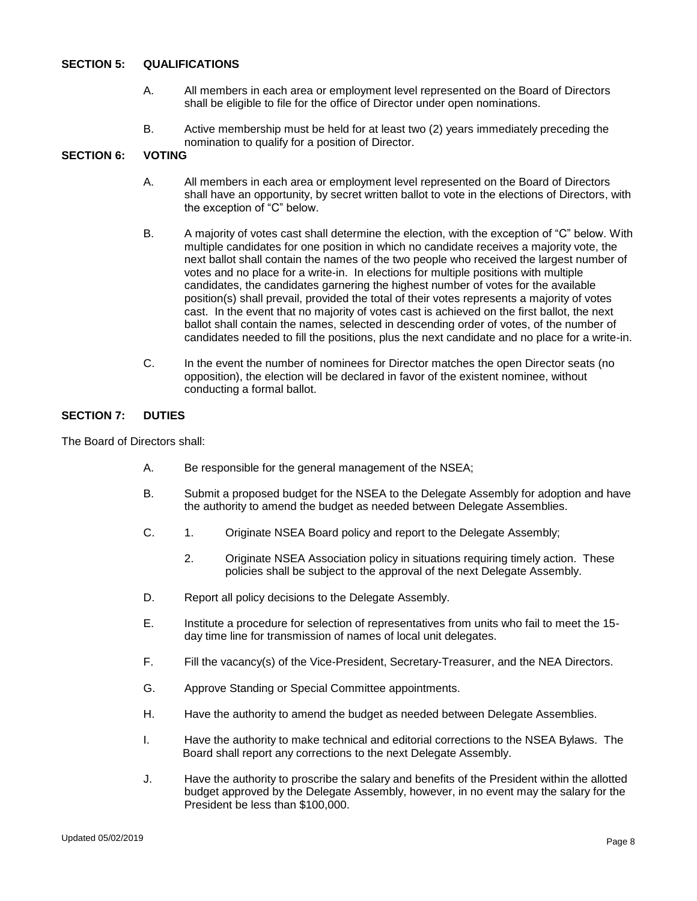## SECTION 5: QUALIFICATIONS

A. All members in each area or employment level represented on the Board of Directors shall be eligible to file for the office of Director under open nominations.

B. Active membership must be held for at least two (2) years immediately preceding the nomination to qualify for a position of Director.

## SECTION 6: VOTING

A. All members in each area or employment level represented on the Board of Directors shall have an opportunity, by secret written ballot to vote in the elections of Directors, with the exception of "C" below.

B. A majority of votes cast shall determine the election, with the exception of "C" below. With multiple candidates for one position in which no candidate receives a majority vote, the next ballot shall contain the names of the two people who received the largest number of votes and no place for a write-in. In elections for multiple positions with multiple candidates, the candidates garnering the highest number of votes for the available position(s) shall prevail, provided the total of their votes represents a majority of votes cast. In the event that no majority of votes cast is achieved on the first ballot, the next ballot shall contain the names, selected in descending order of votes, of the number of candidates needed to fill the positions, plus the next candidate and no place for a write-in.

C. In the event the number of nominees for Director matches the open Director seats (no opposition), the election will be declared in favor of the existent nominee, without conducting a formal ballot.

## SECTION 7: DUTIES

The Board of Directors shall:

A. Be responsible for the general management of the NSEA;

B. Submit a proposed budget for the NSEA to the Delegate Assembly for adoption and have the authority to amend the budget as needed between Delegate Assemblies.

C. 1. Originate NSEA Board policy and report to the Delegate Assembly;

   2. Originate NSEA Association policy in situations requiring timely action. These policies shall be subject to the approval of the next Delegate Assembly.

D. Report all policy decisions to the Delegate Assembly.

E. Institute a procedure for selection of representatives from units who fail to meet the 15-day time line for transmission of names of local unit delegates.

F. Fill the vacancy(s) of the Vice-President, Secretary-Treasurer, and the NEA Directors.

G. Approve Standing or Special Committee appointments.

H. Have the authority to amend the budget as needed between Delegate Assemblies.

I. Have the authority to make technical and editorial corrections to the NSEA Bylaws. The Board shall report any corrections to the next Delegate Assembly.

J. Have the authority to proscribe the salary and benefits of the President within the allotted budget approved by the Delegate Assembly, however, in no event may the salary for the President be less than $100,000.

Updated 05/02/2019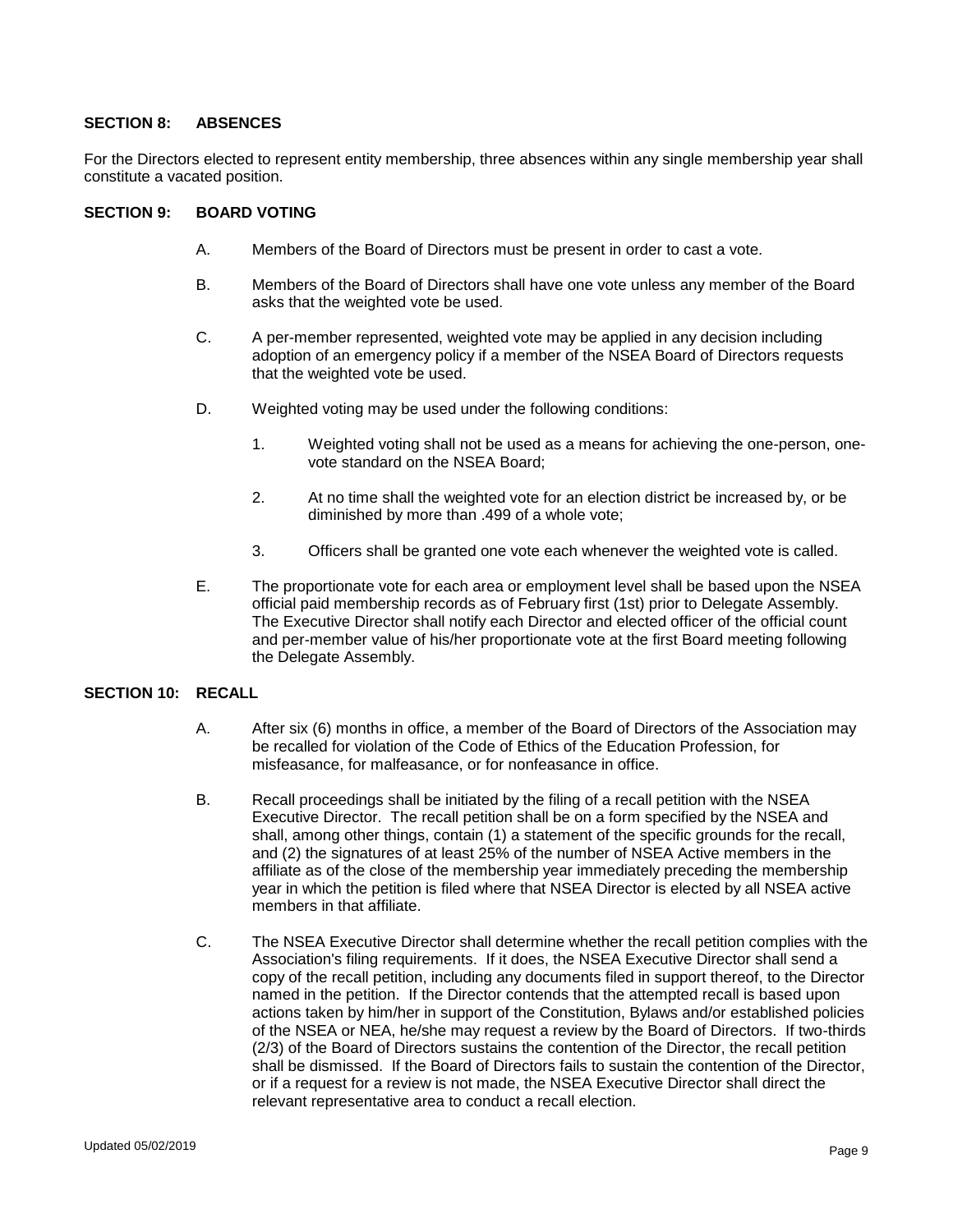### SECTION 8: ABSENCES

For the Directors elected to represent entity membership, three absences within any single membership year shall constitute a vacated position.

### SECTION 9: BOARD VOTING

A. Members of the Board of Directors must be present in order to cast a vote.

B. Members of the Board of Directors shall have one vote unless any member of the Board asks that the weighted vote be used.

C. A per-member represented, weighted vote may be applied in any decision including adoption of an emergency policy if a member of the NSEA Board of Directors requests that the weighted vote be used.

D. Weighted voting may be used under the following conditions:

1. Weighted voting shall not be used as a means for achieving the one-person, one-vote standard on the NSEA Board;
2. At no time shall the weighted vote for an election district be increased by, or be diminished by more than .499 of a whole vote;
3. Officers shall be granted one vote each whenever the weighted vote is called.

E. The proportionate vote for each area or employment level shall be based upon the NSEA official paid membership records as of February first (1st) prior to Delegate Assembly. The Executive Director shall notify each Director and elected officer of the official count and per-member value of his/her proportionate vote at the first Board meeting following the Delegate Assembly.

### SECTION 10: RECALL

A. After six (6) months in office, a member of the Board of Directors of the Association may be recalled for violation of the Code of Ethics of the Education Profession, for misfeasance, for malfeasance, or for nonfeasance in office.

B. Recall proceedings shall be initiated by the filing of a recall petition with the NSEA Executive Director. The recall petition shall be on a form specified by the NSEA and shall, among other things, contain (1) a statement of the specific grounds for the recall, and (2) the signatures of at least 25% of the number of NSEA Active members in the affiliate as of the close of the membership year immediately preceding the membership year in which the petition is filed where that NSEA Director is elected by all NSEA active members in that affiliate.

C. The NSEA Executive Director shall determine whether the recall petition complies with the Association's filing requirements. If it does, the NSEA Executive Director shall send a copy of the recall petition, including any documents filed in support thereof, to the Director named in the petition. If the Director contends that the attempted recall is based upon actions taken by him/her in support of the Constitution, Bylaws and/or established policies of the NSEA or NEA, he/she may request a review by the Board of Directors. If two-thirds (2/3) of the Board of Directors sustains the contention of the Director, the recall petition shall be dismissed. If the Board of Directors fails to sustain the contention of the Director, or if a request for a review is not made, the NSEA Executive Director shall direct the relevant representative area to conduct a recall election.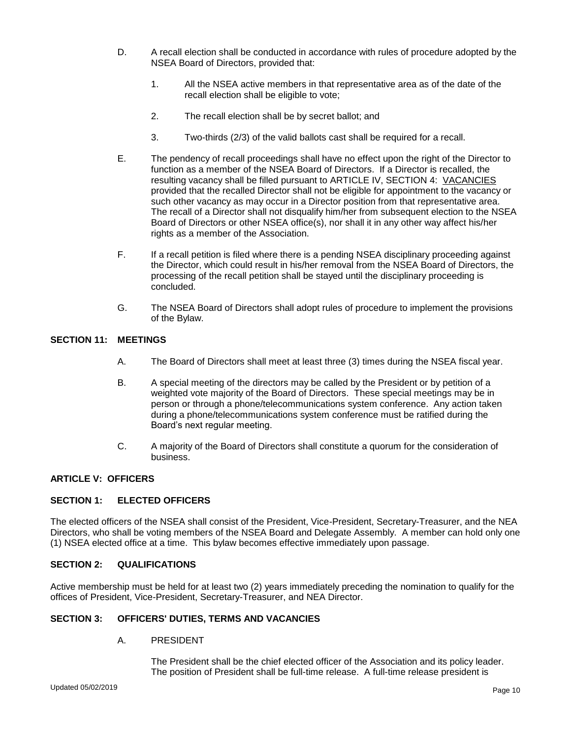D. A recall election shall be conducted in accordance with rules of procedure adopted by the NSEA Board of Directors, provided that:

1. All the NSEA active members in that representative area as of the date of the recall election shall be eligible to vote;

2. The recall election shall be by secret ballot; and

3. Two-thirds (2/3) of the valid ballots cast shall be required for a recall.

E. The pendency of recall proceedings shall have no effect upon the right of the Director to function as a member of the NSEA Board of Directors. If a Director is recalled, the resulting vacancy shall be filled pursuant to ARTICLE IV, SECTION 4: <u>VACANCIES</u> provided that the recalled Director shall not be eligible for appointment to the vacancy or such other vacancy as may occur in a Director position from that representative area. The recall of a Director shall not disqualify him/her from subsequent election to the NSEA Board of Directors or other NSEA office(s), nor shall it in any other way affect his/her rights as a member of the Association.

F. If a recall petition is filed where there is a pending NSEA disciplinary proceeding against the Director, which could result in his/her removal from the NSEA Board of Directors, the processing of the recall petition shall be stayed until the disciplinary proceeding is concluded.

G. The NSEA Board of Directors shall adopt rules of procedure to implement the provisions of the Bylaw.

**SECTION 11: MEETINGS**

A. The Board of Directors shall meet at least three (3) times during the NSEA fiscal year.

B. A special meeting of the directors may be called by the President or by petition of a weighted vote majority of the Board of Directors. These special meetings may be in person or through a phone/telecommunications system conference. Any action taken during a phone/telecommunications system conference must be ratified during the Board's next regular meeting.

C. A majority of the Board of Directors shall constitute a quorum for the consideration of business.

## ARTICLE V: OFFICERS

**SECTION 1: ELECTED OFFICERS**

The elected officers of the NSEA shall consist of the President, Vice-President, Secretary-Treasurer, and the NEA Directors, who shall be voting members of the NSEA Board and Delegate Assembly. A member can hold only one (1) NSEA elected office at a time. This bylaw becomes effective immediately upon passage.

**SECTION 2: QUALIFICATIONS**

Active membership must be held for at least two (2) years immediately preceding the nomination to qualify for the offices of President, Vice-President, Secretary-Treasurer, and NEA Director.

**SECTION 3: OFFICERS' DUTIES, TERMS AND VACANCIES**

A. PRESIDENT

The President shall be the chief elected officer of the Association and its policy leader. The position of President shall be full-time release. A full-time release president is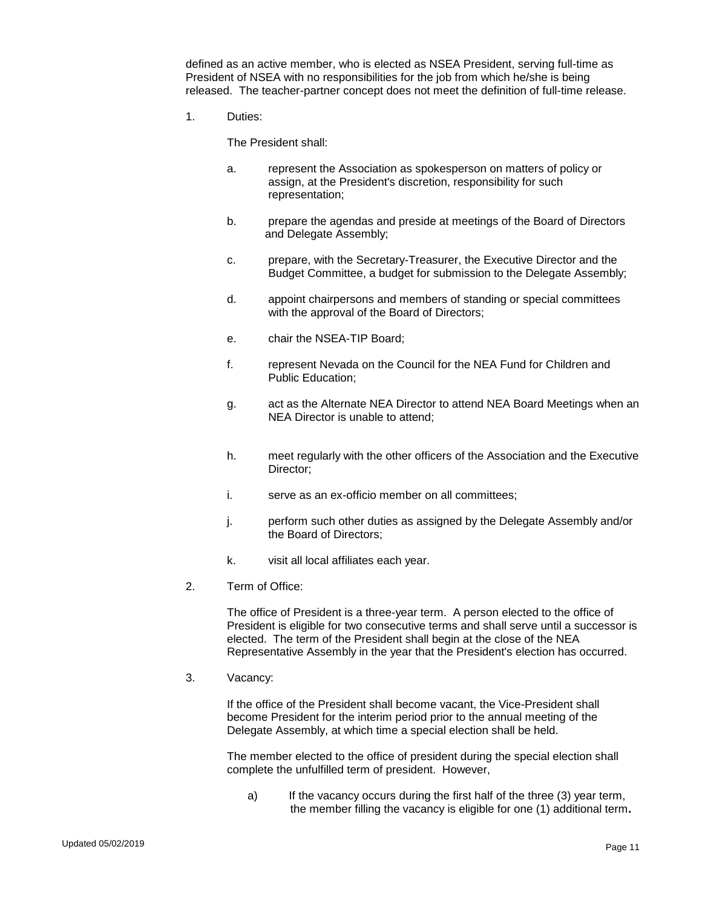defined as an active member, who is elected as NSEA President, serving full-time as President of NSEA with no responsibilities for the job from which he/she is being released. The teacher-partner concept does not meet the definition of full-time release.

1. Duties:

   The President shall:

   a. represent the Association as spokesperson on matters of policy or assign, at the President's discretion, responsibility for such representation;

   b. prepare the agendas and preside at meetings of the Board of Directors and Delegate Assembly;

   c. prepare, with the Secretary-Treasurer, the Executive Director and the Budget Committee, a budget for submission to the Delegate Assembly;

   d. appoint chairpersons and members of standing or special committees with the approval of the Board of Directors;

   e. chair the NSEA-TIP Board;

   f. represent Nevada on the Council for the NEA Fund for Children and Public Education;

   g. act as the Alternate NEA Director to attend NEA Board Meetings when an NEA Director is unable to attend;

   h. meet regularly with the other officers of the Association and the Executive Director;

   i. serve as an ex-officio member on all committees;

   j. perform such other duties as assigned by the Delegate Assembly and/or the Board of Directors;

   k. visit all local affiliates each year.

2. Term of Office:

   The office of President is a three-year term. A person elected to the office of President is eligible for two consecutive terms and shall serve until a successor is elected. The term of the President shall begin at the close of the NEA Representative Assembly in the year that the President's election has occurred.

3. Vacancy:

   If the office of the President shall become vacant, the Vice-President shall become President for the interim period prior to the annual meeting of the Delegate Assembly, at which time a special election shall be held.

   The member elected to the office of president during the special election shall complete the unfulfilled term of president. However,

   a) If the vacancy occurs during the first half of the three (3) year term, the member filling the vacancy is eligible for one (1) additional term.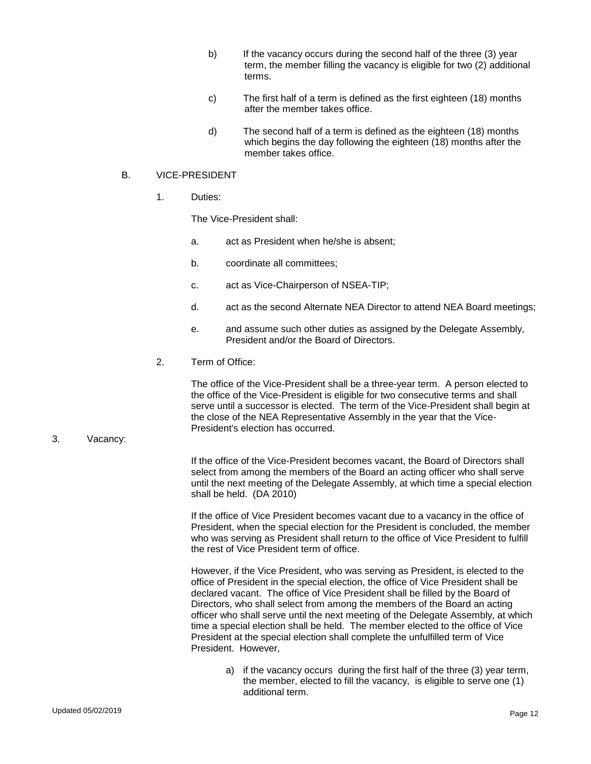b) If the vacancy occurs during the second half of the three (3) year term, the member filling the vacancy is eligible for two (2) additional terms.

c) The first half of a term is defined as the first eighteen (18) months after the member takes office.

d) The second half of a term is defined as the eighteen (18) months which begins the day following the eighteen (18) months after the member takes office.

B. VICE-PRESIDENT

1. Duties:

The Vice-President shall:

a. act as President when he/she is absent;

b. coordinate all committees;

c. act as Vice-Chairperson of NSEA-TIP;

d. act as the second Alternate NEA Director to attend NEA Board meetings;

e. and assume such other duties as assigned by the Delegate Assembly, President and/or the Board of Directors.

2. Term of Office:

The office of the Vice-President shall be a three-year term. A person elected to the office of the Vice-President is eligible for two consecutive terms and shall serve until a successor is elected. The term of the Vice-President shall begin at the close of the NEA Representative Assembly in the year that the Vice-President's election has occurred.

3. Vacancy:

If the office of the Vice-President becomes vacant, the Board of Directors shall select from among the members of the Board an acting officer who shall serve until the next meeting of the Delegate Assembly, at which time a special election shall be held. (DA 2010)

If the office of Vice President becomes vacant due to a vacancy in the office of President, when the special election for the President is concluded, the member who was serving as President shall return to the office of Vice President to fulfill the rest of Vice President term of office.

However, if the Vice President, who was serving as President, is elected to the office of President in the special election, the office of Vice President shall be declared vacant. The office of Vice President shall be filled by the Board of Directors, who shall select from among the members of the Board an acting officer who shall serve until the next meeting of the Delegate Assembly, at which time a special election shall be held. The member elected to the office of Vice President at the special election shall complete the unfulfilled term of Vice President. However,

a) if the vacancy occurs during the first half of the three (3) year term, the member, elected to fill the vacancy, is eligible to serve one (1) additional term.

Updated 05/02/2019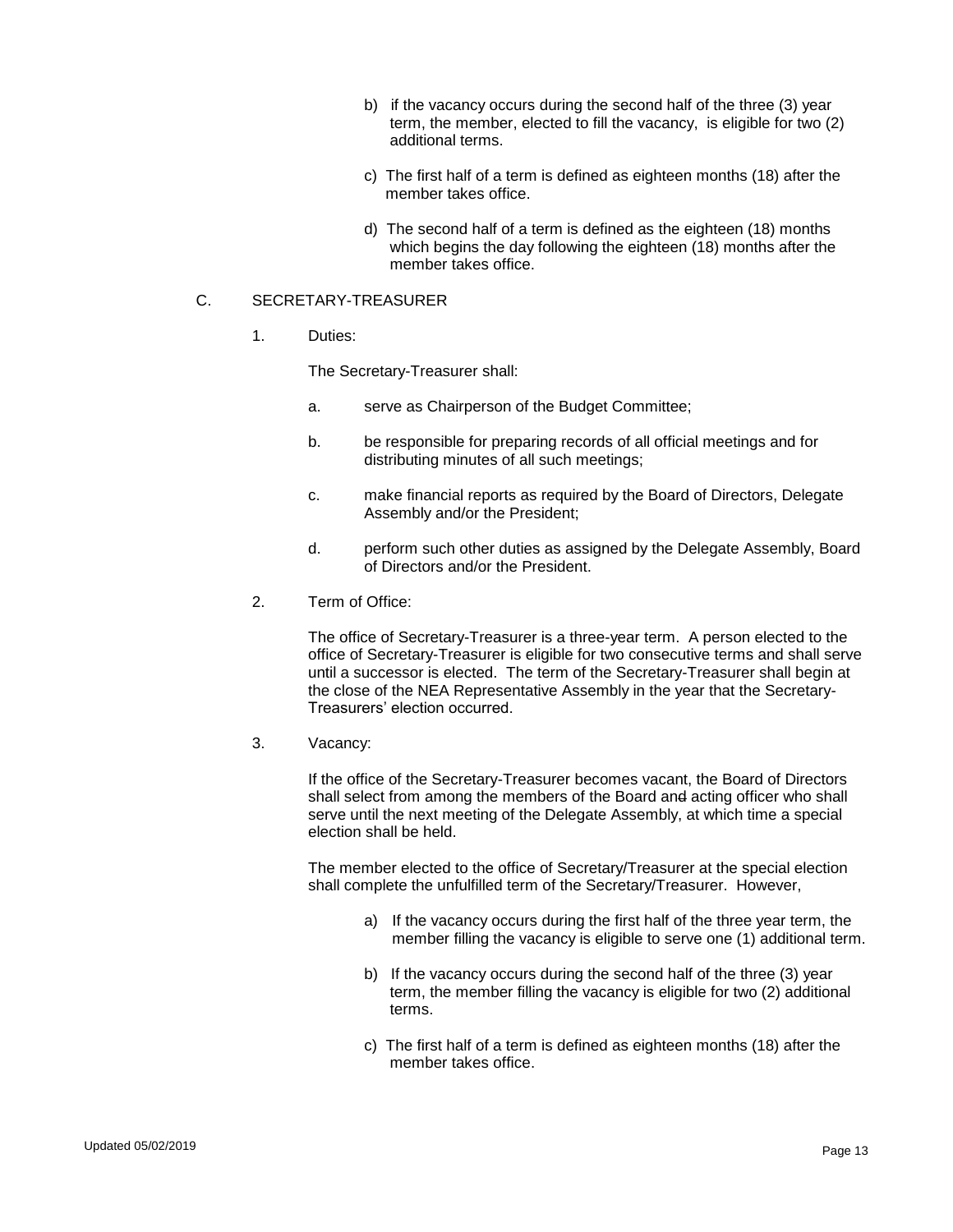b) if the vacancy occurs during the second half of the three (3) year term, the member, elected to fill the vacancy, is eligible for two (2) additional terms.

c) The first half of a term is defined as eighteen months (18) after the member takes office.

d) The second half of a term is defined as the eighteen (18) months which begins the day following the eighteen (18) months after the member takes office.

C. SECRETARY-TREASURER

1. Duties:

The Secretary-Treasurer shall:

a. serve as Chairperson of the Budget Committee;

b. be responsible for preparing records of all official meetings and for distributing minutes of all such meetings;

c. make financial reports as required by the Board of Directors, Delegate Assembly and/or the President;

d. perform such other duties as assigned by the Delegate Assembly, Board of Directors and/or the President.

2. Term of Office:

The office of Secretary-Treasurer is a three-year term. A person elected to the office of Secretary-Treasurer is eligible for two consecutive terms and shall serve until a successor is elected. The term of the Secretary-Treasurer shall begin at the close of the NEA Representative Assembly in the year that the Secretary-Treasurers' election occurred.

3. Vacancy:

If the office of the Secretary-Treasurer becomes vacant, the Board of Directors shall select from among the members of the Board and acting officer who shall serve until the next meeting of the Delegate Assembly, at which time a special election shall be held.

The member elected to the office of Secretary/Treasurer at the special election shall complete the unfulfilled term of the Secretary/Treasurer. However,

a) If the vacancy occurs during the first half of the three year term, the member filling the vacancy is eligible to serve one (1) additional term.

b) If the vacancy occurs during the second half of the three (3) year term, the member filling the vacancy is eligible for two (2) additional terms.

c) The first half of a term is defined as eighteen months (18) after the member takes office.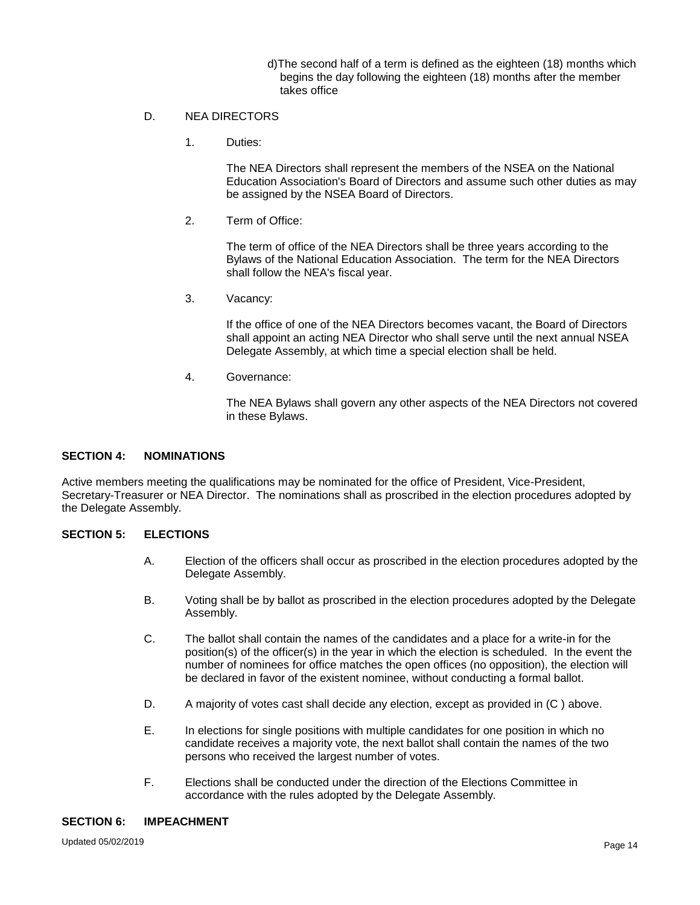d) The second half of a term is defined as the eighteen (18) months which begins the day following the eighteen (18) months after the member takes office

D. NEA DIRECTORS

1. Duties:

   The NEA Directors shall represent the members of the NSEA on the National Education Association's Board of Directors and assume such other duties as may be assigned by the NSEA Board of Directors.

2. Term of Office:

   The term of office of the NEA Directors shall be three years according to the Bylaws of the National Education Association. The term for the NEA Directors shall follow the NEA's fiscal year.

3. Vacancy:

   If the office of one of the NEA Directors becomes vacant, the Board of Directors shall appoint an acting NEA Director who shall serve until the next annual NSEA Delegate Assembly, at which time a special election shall be held.

4. Governance:

   The NEA Bylaws shall govern any other aspects of the NEA Directors not covered in these Bylaws.

## SECTION 4: NOMINATIONS

Active members meeting the qualifications may be nominated for the office of President, Vice-President, Secretary-Treasurer or NEA Director. The nominations shall as proscribed in the election procedures adopted by the Delegate Assembly.

## SECTION 5: ELECTIONS

A. Election of the officers shall occur as proscribed in the election procedures adopted by the Delegate Assembly.

B. Voting shall be by ballot as proscribed in the election procedures adopted by the Delegate Assembly.

C. The ballot shall contain the names of the candidates and a place for a write-in for the position(s) of the officer(s) in the year in which the election is scheduled. In the event the number of nominees for office matches the open offices (no opposition), the election will be declared in favor of the existent nominee, without conducting a formal ballot.

D. A majority of votes cast shall decide any election, except as provided in (C ) above.

E. In elections for single positions with multiple candidates for one position in which no candidate receives a majority vote, the next ballot shall contain the names of the two persons who received the largest number of votes.

F. Elections shall be conducted under the direction of the Elections Committee in accordance with the rules adopted by the Delegate Assembly.

## SECTION 6: IMPEACHMENT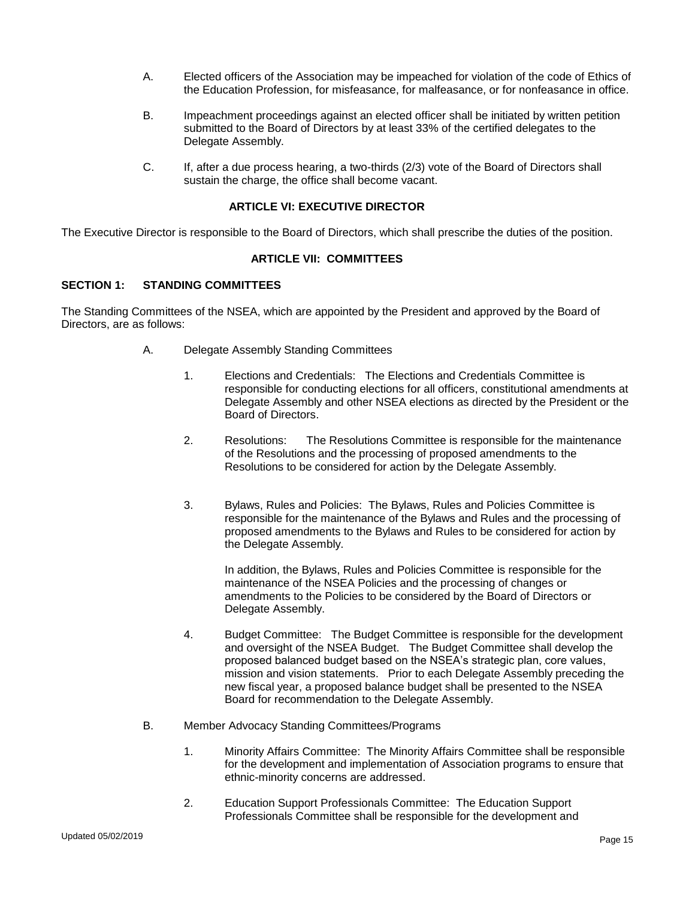A. Elected officers of the Association may be impeached for violation of the code of Ethics of the Education Profession, for misfeasance, for malfeasance, or for nonfeasance in office.

B. Impeachment proceedings against an elected officer shall be initiated by written petition submitted to the Board of Directors by at least 33% of the certified delegates to the Delegate Assembly.

C. If, after a due process hearing, a two-thirds (2/3) vote of the Board of Directors shall sustain the charge, the office shall become vacant.

## ARTICLE VI: EXECUTIVE DIRECTOR

The Executive Director is responsible to the Board of Directors, which shall prescribe the duties of the position.

## ARTICLE VII: COMMITTEES

### SECTION 1: STANDING COMMITTEES

The Standing Committees of the NSEA, which are appointed by the President and approved by the Board of Directors, are as follows:

A. Delegate Assembly Standing Committees

1. Elections and Credentials: The Elections and Credentials Committee is responsible for conducting elections for all officers, constitutional amendments at Delegate Assembly and other NSEA elections as directed by the President or the Board of Directors.

2. Resolutions: The Resolutions Committee is responsible for the maintenance of the Resolutions and the processing of proposed amendments to the Resolutions to be considered for action by the Delegate Assembly.

3. Bylaws, Rules and Policies: The Bylaws, Rules and Policies Committee is responsible for the maintenance of the Bylaws and Rules and the processing of proposed amendments to the Bylaws and Rules to be considered for action by the Delegate Assembly.

   In addition, the Bylaws, Rules and Policies Committee is responsible for the maintenance of the NSEA Policies and the processing of changes or amendments to the Policies to be considered by the Board of Directors or Delegate Assembly.

4. Budget Committee: The Budget Committee is responsible for the development and oversight of the NSEA Budget. The Budget Committee shall develop the proposed balanced budget based on the NSEA's strategic plan, core values, mission and vision statements. Prior to each Delegate Assembly preceding the new fiscal year, a proposed balance budget shall be presented to the NSEA Board for recommendation to the Delegate Assembly.

B. Member Advocacy Standing Committees/Programs

1. Minority Affairs Committee: The Minority Affairs Committee shall be responsible for the development and implementation of Association programs to ensure that ethnic-minority concerns are addressed.

2. Education Support Professionals Committee: The Education Support Professionals Committee shall be responsible for the development and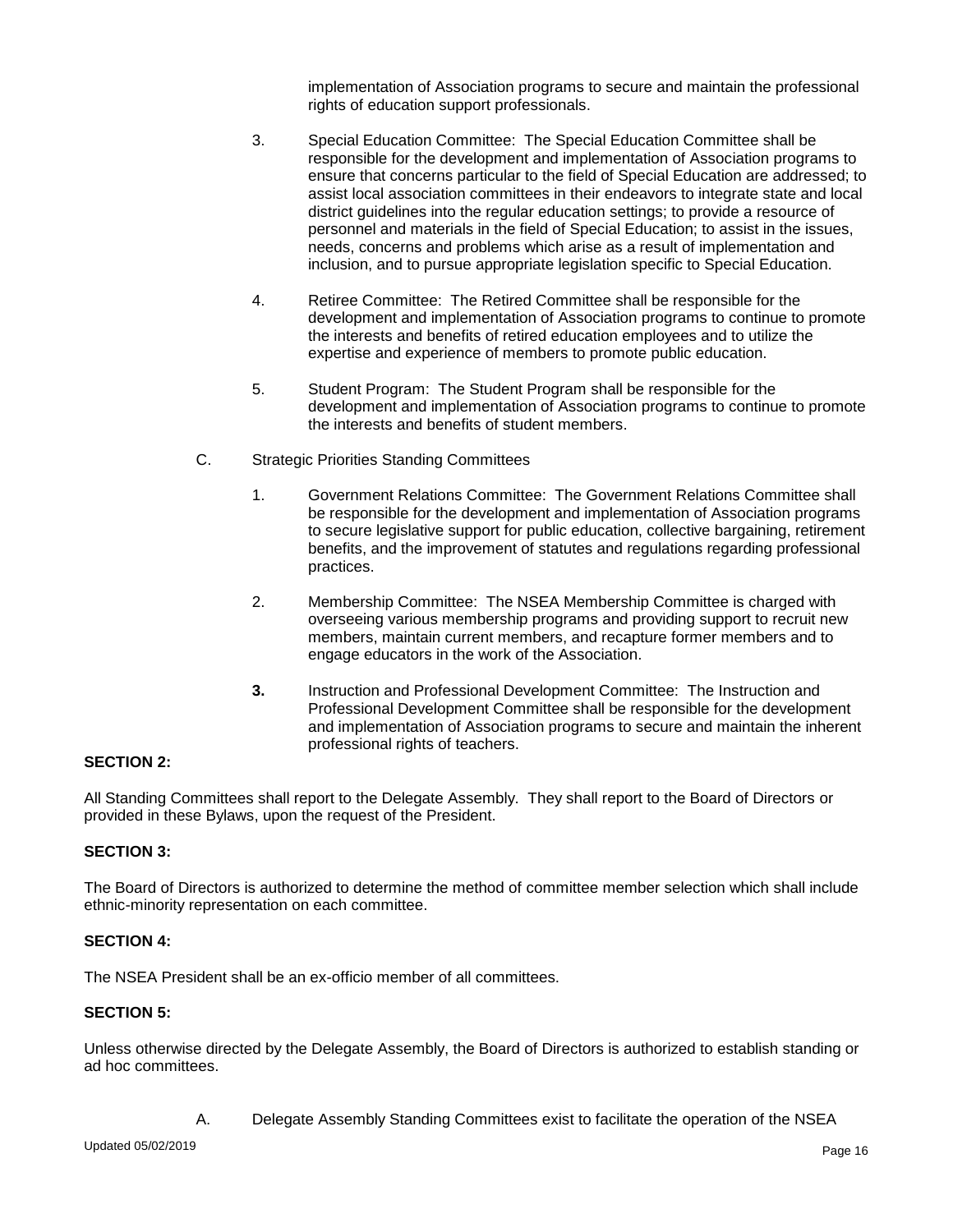implementation of Association programs to secure and maintain the professional rights of education support professionals.

3. Special Education Committee: The Special Education Committee shall be responsible for the development and implementation of Association programs to ensure that concerns particular to the field of Special Education are addressed; to assist local association committees in their endeavors to integrate state and local district guidelines into the regular education settings; to provide a resource of personnel and materials in the field of Special Education; to assist in the issues, needs, concerns and problems which arise as a result of implementation and inclusion, and to pursue appropriate legislation specific to Special Education.

4. Retiree Committee: The Retired Committee shall be responsible for the development and implementation of Association programs to continue to promote the interests and benefits of retired education employees and to utilize the expertise and experience of members to promote public education.

5. Student Program: The Student Program shall be responsible for the development and implementation of Association programs to continue to promote the interests and benefits of student members.

C. Strategic Priorities Standing Committees

1. Government Relations Committee: The Government Relations Committee shall be responsible for the development and implementation of Association programs to secure legislative support for public education, collective bargaining, retirement benefits, and the improvement of statutes and regulations regarding professional practices.

2. Membership Committee: The NSEA Membership Committee is charged with overseeing various membership programs and providing support to recruit new members, maintain current members, and recapture former members and to engage educators in the work of the Association.

**3.** Instruction and Professional Development Committee: The Instruction and Professional Development Committee shall be responsible for the development and implementation of Association programs to secure and maintain the inherent professional rights of teachers.

**SECTION 2:**

All Standing Committees shall report to the Delegate Assembly. They shall report to the Board of Directors or provided in these Bylaws, upon the request of the President.

**SECTION 3:**

The Board of Directors is authorized to determine the method of committee member selection which shall include ethnic-minority representation on each committee.

**SECTION 4:**

The NSEA President shall be an ex-officio member of all committees.

**SECTION 5:**

Unless otherwise directed by the Delegate Assembly, the Board of Directors is authorized to establish standing or ad hoc committees.

A. Delegate Assembly Standing Committees exist to facilitate the operation of the NSEA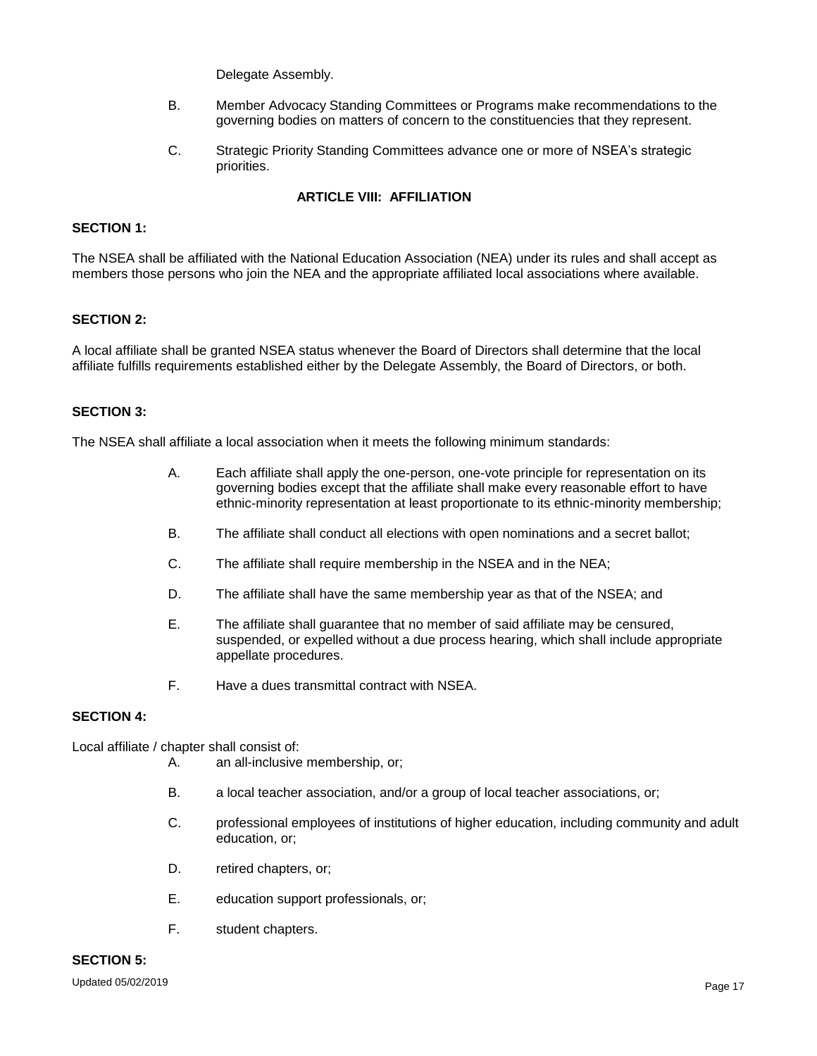Delegate Assembly.

B. Member Advocacy Standing Committees or Programs make recommendations to the governing bodies on matters of concern to the constituencies that they represent.

C. Strategic Priority Standing Committees advance one or more of NSEA's strategic priorities.

## ARTICLE VIII: AFFILIATION

**SECTION 1:**

The NSEA shall be affiliated with the National Education Association (NEA) under its rules and shall accept as members those persons who join the NEA and the appropriate affiliated local associations where available.

**SECTION 2:**

A local affiliate shall be granted NSEA status whenever the Board of Directors shall determine that the local affiliate fulfills requirements established either by the Delegate Assembly, the Board of Directors, or both.

**SECTION 3:**

The NSEA shall affiliate a local association when it meets the following minimum standards:

A. Each affiliate shall apply the one-person, one-vote principle for representation on its governing bodies except that the affiliate shall make every reasonable effort to have ethnic-minority representation at least proportionate to its ethnic-minority membership;

B. The affiliate shall conduct all elections with open nominations and a secret ballot;

C. The affiliate shall require membership in the NSEA and in the NEA;

D. The affiliate shall have the same membership year as that of the NSEA; and

E. The affiliate shall guarantee that no member of said affiliate may be censured, suspended, or expelled without a due process hearing, which shall include appropriate appellate procedures.

F. Have a dues transmittal contract with NSEA.

**SECTION 4:**

Local affiliate / chapter shall consist of:

A. an all-inclusive membership, or;

B. a local teacher association, and/or a group of local teacher associations, or;

C. professional employees of institutions of higher education, including community and adult education, or;

D. retired chapters, or;

E. education support professionals, or;

F. student chapters.

**SECTION 5:**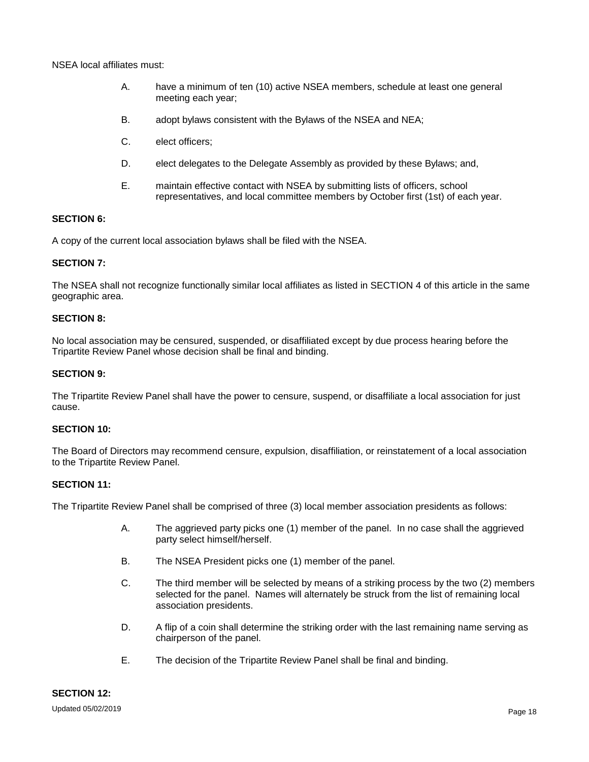NSEA local affiliates must:

A. have a minimum of ten (10) active NSEA members, schedule at least one general meeting each year;

B. adopt bylaws consistent with the Bylaws of the NSEA and NEA;

C. elect officers;

D. elect delegates to the Delegate Assembly as provided by these Bylaws; and,

E. maintain effective contact with NSEA by submitting lists of officers, school representatives, and local committee members by October first (1st) of each year.

**SECTION 6:**

A copy of the current local association bylaws shall be filed with the NSEA.

**SECTION 7:**

The NSEA shall not recognize functionally similar local affiliates as listed in SECTION 4 of this article in the same geographic area.

**SECTION 8:**

No local association may be censured, suspended, or disaffiliated except by due process hearing before the Tripartite Review Panel whose decision shall be final and binding.

**SECTION 9:**

The Tripartite Review Panel shall have the power to censure, suspend, or disaffiliate a local association for just cause.

**SECTION 10:**

The Board of Directors may recommend censure, expulsion, disaffiliation, or reinstatement of a local association to the Tripartite Review Panel.

**SECTION 11:**

The Tripartite Review Panel shall be comprised of three (3) local member association presidents as follows:

A. The aggrieved party picks one (1) member of the panel. In no case shall the aggrieved party select himself/herself.

B. The NSEA President picks one (1) member of the panel.

C. The third member will be selected by means of a striking process by the two (2) members selected for the panel. Names will alternately be struck from the list of remaining local association presidents.

D. A flip of a coin shall determine the striking order with the last remaining name serving as chairperson of the panel.

E. The decision of the Tripartite Review Panel shall be final and binding.

**SECTION 12:**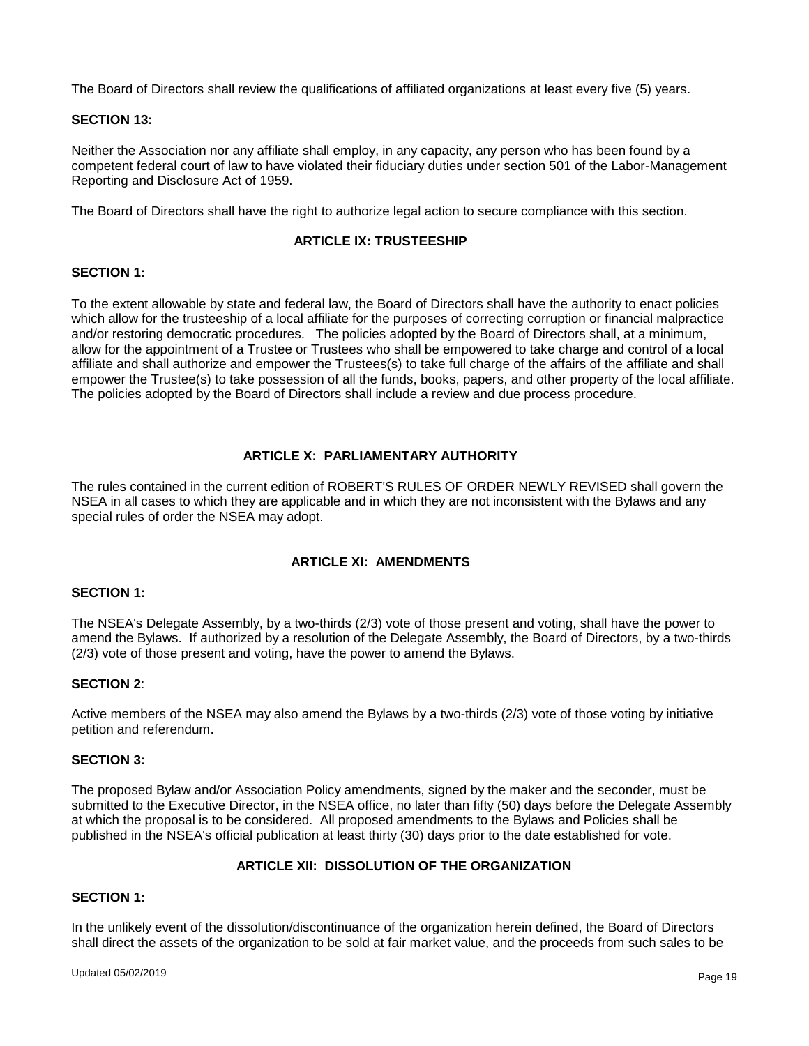The Board of Directors shall review the qualifications of affiliated organizations at least every five (5) years.

**SECTION 13:**

Neither the Association nor any affiliate shall employ, in any capacity, any person who has been found by a competent federal court of law to have violated their fiduciary duties under section 501 of the Labor-Management Reporting and Disclosure Act of 1959.

The Board of Directors shall have the right to authorize legal action to secure compliance with this section.

## ARTICLE IX: TRUSTEESHIP

**SECTION 1:**

To the extent allowable by state and federal law, the Board of Directors shall have the authority to enact policies which allow for the trusteeship of a local affiliate for the purposes of correcting corruption or financial malpractice and/or restoring democratic procedures. The policies adopted by the Board of Directors shall, at a minimum, allow for the appointment of a Trustee or Trustees who shall be empowered to take charge and control of a local affiliate and shall authorize and empower the Trustees(s) to take full charge of the affairs of the affiliate and shall empower the Trustee(s) to take possession of all the funds, books, papers, and other property of the local affiliate. The policies adopted by the Board of Directors shall include a review and due process procedure.

## ARTICLE X: PARLIAMENTARY AUTHORITY

The rules contained in the current edition of ROBERT'S RULES OF ORDER NEWLY REVISED shall govern the NSEA in all cases to which they are applicable and in which they are not inconsistent with the Bylaws and any special rules of order the NSEA may adopt.

## ARTICLE XI: AMENDMENTS

**SECTION 1:**

The NSEA's Delegate Assembly, by a two-thirds (2/3) vote of those present and voting, shall have the power to amend the Bylaws. If authorized by a resolution of the Delegate Assembly, the Board of Directors, by a two-thirds (2/3) vote of those present and voting, have the power to amend the Bylaws.

**SECTION 2**:

Active members of the NSEA may also amend the Bylaws by a two-thirds (2/3) vote of those voting by initiative petition and referendum.

**SECTION 3:**

The proposed Bylaw and/or Association Policy amendments, signed by the maker and the seconder, must be submitted to the Executive Director, in the NSEA office, no later than fifty (50) days before the Delegate Assembly at which the proposal is to be considered. All proposed amendments to the Bylaws and Policies shall be published in the NSEA's official publication at least thirty (30) days prior to the date established for vote.

## ARTICLE XII: DISSOLUTION OF THE ORGANIZATION

**SECTION 1:**

In the unlikely event of the dissolution/discontinuance of the organization herein defined, the Board of Directors shall direct the assets of the organization to be sold at fair market value, and the proceeds from such sales to be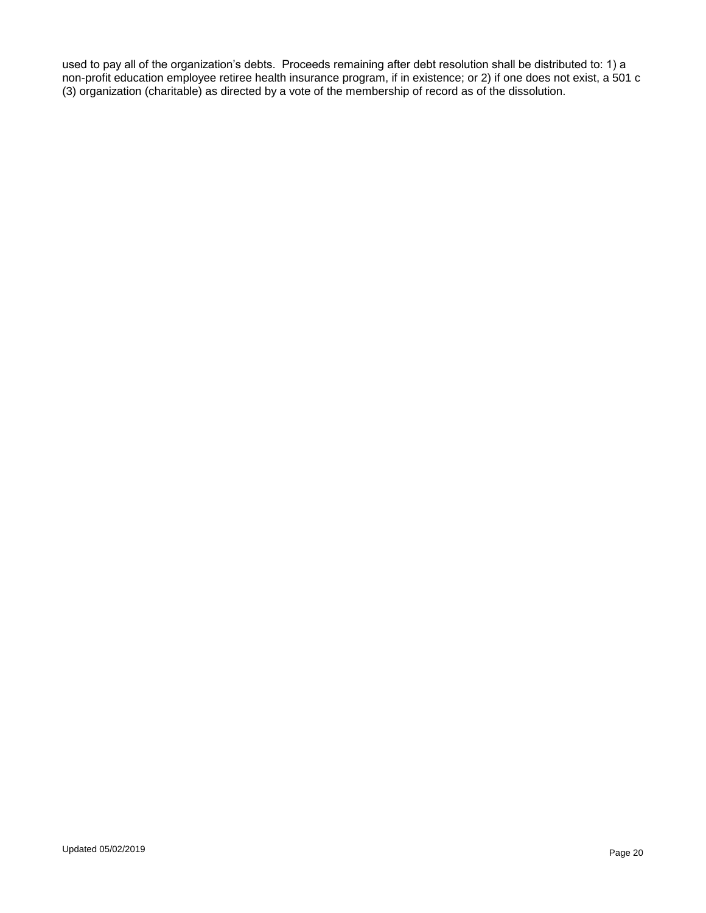used to pay all of the organization's debts. Proceeds remaining after debt resolution shall be distributed to: 1) a non-profit education employee retiree health insurance program, if in existence; or 2) if one does not exist, a 501 c (3) organization (charitable) as directed by a vote of the membership of record as of the dissolution.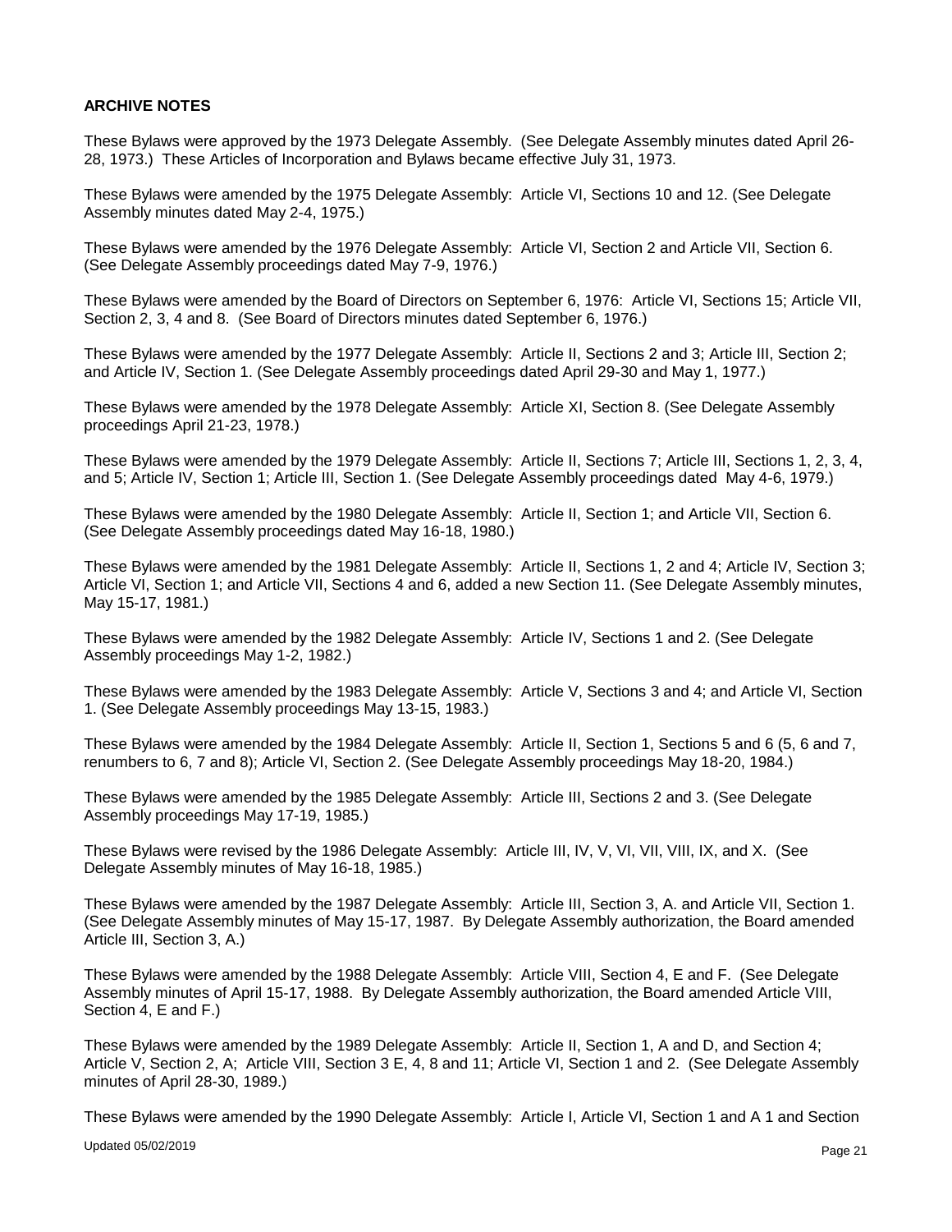**ARCHIVE NOTES**

These Bylaws were approved by the 1973 Delegate Assembly. (See Delegate Assembly minutes dated April 26-28, 1973.) These Articles of Incorporation and Bylaws became effective July 31, 1973.

These Bylaws were amended by the 1975 Delegate Assembly: Article VI, Sections 10 and 12. (See Delegate Assembly minutes dated May 2-4, 1975.)

These Bylaws were amended by the 1976 Delegate Assembly: Article VI, Section 2 and Article VII, Section 6. (See Delegate Assembly proceedings dated May 7-9, 1976.)

These Bylaws were amended by the Board of Directors on September 6, 1976: Article VI, Sections 15; Article VII, Section 2, 3, 4 and 8. (See Board of Directors minutes dated September 6, 1976.)

These Bylaws were amended by the 1977 Delegate Assembly: Article II, Sections 2 and 3; Article III, Section 2; and Article IV, Section 1. (See Delegate Assembly proceedings dated April 29-30 and May 1, 1977.)

These Bylaws were amended by the 1978 Delegate Assembly: Article XI, Section 8. (See Delegate Assembly proceedings April 21-23, 1978.)

These Bylaws were amended by the 1979 Delegate Assembly: Article II, Sections 7; Article III, Sections 1, 2, 3, 4, and 5; Article IV, Section 1; Article III, Section 1. (See Delegate Assembly proceedings dated May 4-6, 1979.)

These Bylaws were amended by the 1980 Delegate Assembly: Article II, Section 1; and Article VII, Section 6. (See Delegate Assembly proceedings dated May 16-18, 1980.)

These Bylaws were amended by the 1981 Delegate Assembly: Article II, Sections 1, 2 and 4; Article IV, Section 3; Article VI, Section 1; and Article VII, Sections 4 and 6, added a new Section 11. (See Delegate Assembly minutes, May 15-17, 1981.)

These Bylaws were amended by the 1982 Delegate Assembly: Article IV, Sections 1 and 2. (See Delegate Assembly proceedings May 1-2, 1982.)

These Bylaws were amended by the 1983 Delegate Assembly: Article V, Sections 3 and 4; and Article VI, Section 1. (See Delegate Assembly proceedings May 13-15, 1983.)

These Bylaws were amended by the 1984 Delegate Assembly: Article II, Section 1, Sections 5 and 6 (5, 6 and 7, renumbers to 6, 7 and 8); Article VI, Section 2. (See Delegate Assembly proceedings May 18-20, 1984.)

These Bylaws were amended by the 1985 Delegate Assembly: Article III, Sections 2 and 3. (See Delegate Assembly proceedings May 17-19, 1985.)

These Bylaws were revised by the 1986 Delegate Assembly: Article III, IV, V, VI, VII, VIII, IX, and X. (See Delegate Assembly minutes of May 16-18, 1985.)

These Bylaws were amended by the 1987 Delegate Assembly: Article III, Section 3, A. and Article VII, Section 1. (See Delegate Assembly minutes of May 15-17, 1987. By Delegate Assembly authorization, the Board amended Article III, Section 3, A.)

These Bylaws were amended by the 1988 Delegate Assembly: Article VIII, Section 4, E and F. (See Delegate Assembly minutes of April 15-17, 1988. By Delegate Assembly authorization, the Board amended Article VIII, Section 4, E and F.)

These Bylaws were amended by the 1989 Delegate Assembly: Article II, Section 1, A and D, and Section 4; Article V, Section 2, A; Article VIII, Section 3 E, 4, 8 and 11; Article VI, Section 1 and 2. (See Delegate Assembly minutes of April 28-30, 1989.)

These Bylaws were amended by the 1990 Delegate Assembly: Article I, Article VI, Section 1 and A 1 and Section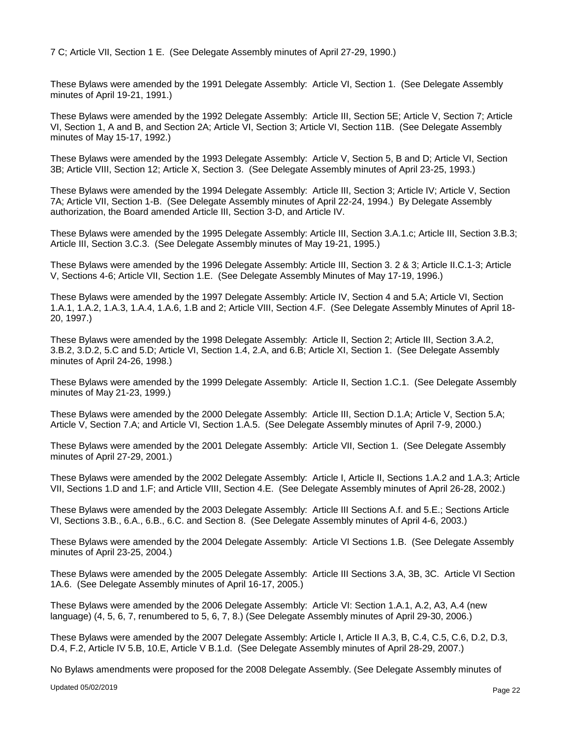7 C; Article VII, Section 1 E. (See Delegate Assembly minutes of April 27-29, 1990.)

These Bylaws were amended by the 1991 Delegate Assembly: Article VI, Section 1. (See Delegate Assembly minutes of April 19-21, 1991.)

These Bylaws were amended by the 1992 Delegate Assembly: Article III, Section 5E; Article V, Section 7; Article VI, Section 1, A and B, and Section 2A; Article VI, Section 3; Article VI, Section 11B. (See Delegate Assembly minutes of May 15-17, 1992.)

These Bylaws were amended by the 1993 Delegate Assembly: Article V, Section 5, B and D; Article VI, Section 3B; Article VIII, Section 12; Article X, Section 3. (See Delegate Assembly minutes of April 23-25, 1993.)

These Bylaws were amended by the 1994 Delegate Assembly: Article III, Section 3; Article IV; Article V, Section 7A; Article VII, Section 1-B. (See Delegate Assembly minutes of April 22-24, 1994.) By Delegate Assembly authorization, the Board amended Article III, Section 3-D, and Article IV.

These Bylaws were amended by the 1995 Delegate Assembly: Article III, Section 3.A.1.c; Article III, Section 3.B.3; Article III, Section 3.C.3. (See Delegate Assembly minutes of May 19-21, 1995.)

These Bylaws were amended by the 1996 Delegate Assembly: Article III, Section 3. 2 & 3; Article II.C.1-3; Article V, Sections 4-6; Article VII, Section 1.E. (See Delegate Assembly Minutes of May 17-19, 1996.)

These Bylaws were amended by the 1997 Delegate Assembly: Article IV, Section 4 and 5.A; Article VI, Section 1.A.1, 1.A.2, 1.A.3, 1.A.4, 1.A.6, 1.B and 2; Article VIII, Section 4.F. (See Delegate Assembly Minutes of April 18-20, 1997.)

These Bylaws were amended by the 1998 Delegate Assembly: Article II, Section 2; Article III, Section 3.A.2, 3.B.2, 3.D.2, 5.C and 5.D; Article VI, Section 1.4, 2.A, and 6.B; Article XI, Section 1. (See Delegate Assembly minutes of April 24-26, 1998.)

These Bylaws were amended by the 1999 Delegate Assembly: Article II, Section 1.C.1. (See Delegate Assembly minutes of May 21-23, 1999.)

These Bylaws were amended by the 2000 Delegate Assembly: Article III, Section D.1.A; Article V, Section 5.A; Article V, Section 7.A; and Article VI, Section 1.A.5. (See Delegate Assembly minutes of April 7-9, 2000.)

These Bylaws were amended by the 2001 Delegate Assembly: Article VII, Section 1. (See Delegate Assembly minutes of April 27-29, 2001.)

These Bylaws were amended by the 2002 Delegate Assembly: Article I, Article II, Sections 1.A.2 and 1.A.3; Article VII, Sections 1.D and 1.F; and Article VIII, Section 4.E. (See Delegate Assembly minutes of April 26-28, 2002.)

These Bylaws were amended by the 2003 Delegate Assembly: Article III Sections A.f. and 5.E.; Sections Article VI, Sections 3.B., 6.A., 6.B., 6.C. and Section 8. (See Delegate Assembly minutes of April 4-6, 2003.)

These Bylaws were amended by the 2004 Delegate Assembly: Article VI Sections 1.B. (See Delegate Assembly minutes of April 23-25, 2004.)

These Bylaws were amended by the 2005 Delegate Assembly: Article III Sections 3.A, 3B, 3C. Article VI Section 1A.6. (See Delegate Assembly minutes of April 16-17, 2005.)

These Bylaws were amended by the 2006 Delegate Assembly: Article VI: Section 1.A.1, A.2, A3, A.4 (new language) (4, 5, 6, 7, renumbered to 5, 6, 7, 8.) (See Delegate Assembly minutes of April 29-30, 2006.)

These Bylaws were amended by the 2007 Delegate Assembly: Article I, Article II A.3, B, C.4, C.5, C.6, D.2, D.3, D.4, F.2, Article IV 5.B, 10.E, Article V B.1.d. (See Delegate Assembly minutes of April 28-29, 2007.)

No Bylaws amendments were proposed for the 2008 Delegate Assembly. (See Delegate Assembly minutes of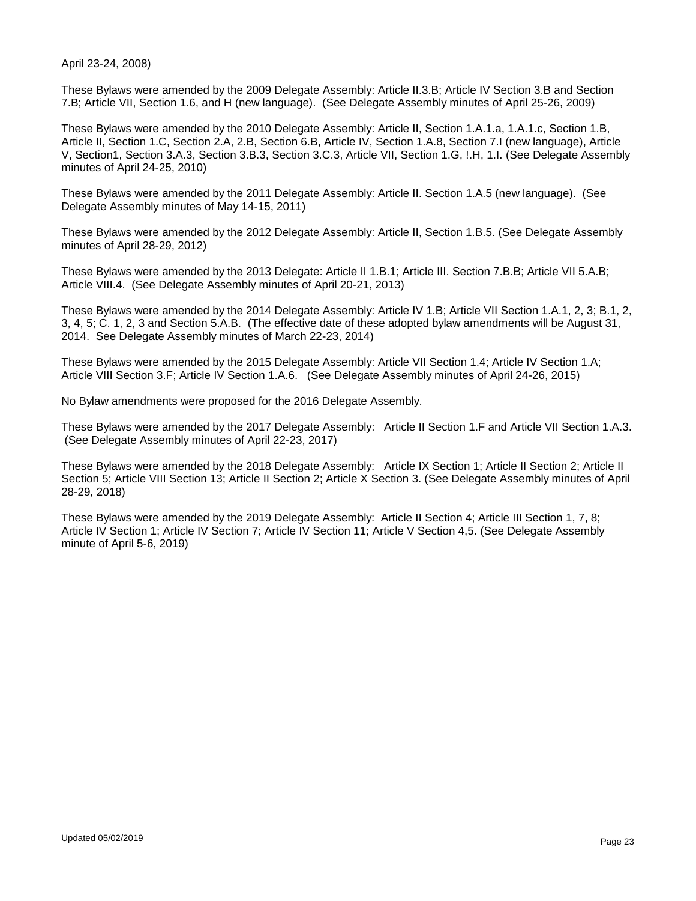April 23-24, 2008)

These Bylaws were amended by the 2009 Delegate Assembly: Article II.3.B; Article IV Section 3.B and Section 7.B; Article VII, Section 1.6, and H (new language). (See Delegate Assembly minutes of April 25-26, 2009)

These Bylaws were amended by the 2010 Delegate Assembly: Article II, Section 1.A.1.a, 1.A.1.c, Section 1.B, Article II, Section 1.C, Section 2.A, 2.B, Section 6.B, Article IV, Section 1.A.8, Section 7.I (new language), Article V, Section1, Section 3.A.3, Section 3.B.3, Section 3.C.3, Article VII, Section 1.G, !.H, 1.I. (See Delegate Assembly minutes of April 24-25, 2010)

These Bylaws were amended by the 2011 Delegate Assembly: Article II. Section 1.A.5 (new language). (See Delegate Assembly minutes of May 14-15, 2011)

These Bylaws were amended by the 2012 Delegate Assembly: Article II, Section 1.B.5. (See Delegate Assembly minutes of April 28-29, 2012)

These Bylaws were amended by the 2013 Delegate: Article II 1.B.1; Article III. Section 7.B.B; Article VII 5.A.B; Article VIII.4. (See Delegate Assembly minutes of April 20-21, 2013)

These Bylaws were amended by the 2014 Delegate Assembly: Article IV 1.B; Article VII Section 1.A.1, 2, 3; B.1, 2, 3, 4, 5; C. 1, 2, 3 and Section 5.A.B. (The effective date of these adopted bylaw amendments will be August 31, 2014. See Delegate Assembly minutes of March 22-23, 2014)

These Bylaws were amended by the 2015 Delegate Assembly: Article VII Section 1.4; Article IV Section 1.A; Article VIII Section 3.F; Article IV Section 1.A.6. (See Delegate Assembly minutes of April 24-26, 2015)

No Bylaw amendments were proposed for the 2016 Delegate Assembly.

These Bylaws were amended by the 2017 Delegate Assembly: Article II Section 1.F and Article VII Section 1.A.3. (See Delegate Assembly minutes of April 22-23, 2017)

These Bylaws were amended by the 2018 Delegate Assembly: Article IX Section 1; Article II Section 2; Article II Section 5; Article VIII Section 13; Article II Section 2; Article X Section 3. (See Delegate Assembly minutes of April 28-29, 2018)

These Bylaws were amended by the 2019 Delegate Assembly: Article II Section 4; Article III Section 1, 7, 8; Article IV Section 1; Article IV Section 7; Article IV Section 11; Article V Section 4,5. (See Delegate Assembly minute of April 5-6, 2019)

Updated 05/02/2019